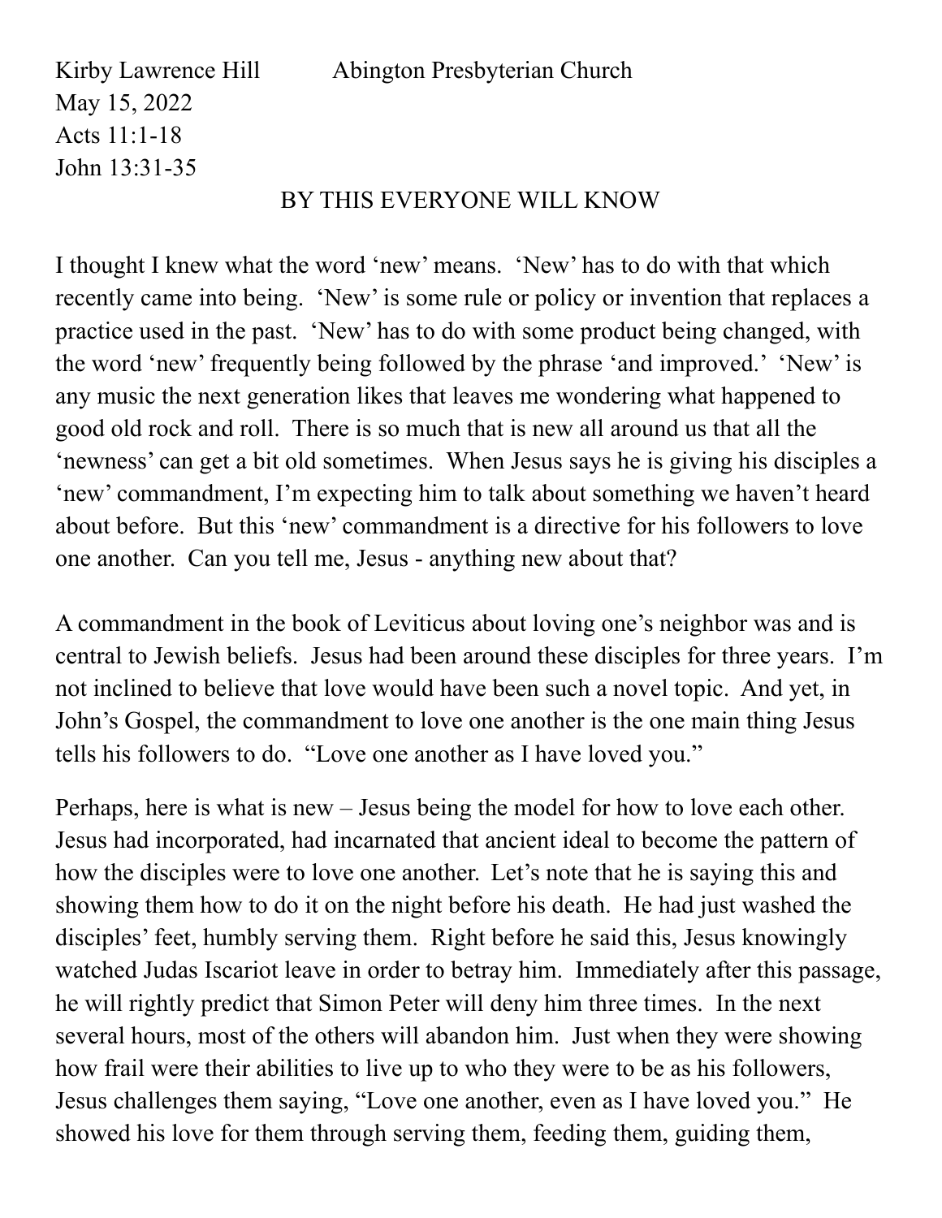Kirby Lawrence Hill     Abington Presbyterian Church
May 15, 2022
Acts 11:1-18
John 13:31-35

# BY THIS EVERYONE WILL KNOW

I thought I knew what the word 'new' means. 'New' has to do with that which recently came into being. 'New' is some rule or policy or invention that replaces a practice used in the past. 'New' has to do with some product being changed, with the word 'new' frequently being followed by the phrase 'and improved.' 'New' is any music the next generation likes that leaves me wondering what happened to good old rock and roll. There is so much that is new all around us that all the 'newness' can get a bit old sometimes. When Jesus says he is giving his disciples a 'new' commandment, I'm expecting him to talk about something we haven't heard about before. But this 'new' commandment is a directive for his followers to love one another. Can you tell me, Jesus - anything new about that?

A commandment in the book of Leviticus about loving one's neighbor was and is central to Jewish beliefs. Jesus had been around these disciples for three years. I'm not inclined to believe that love would have been such a novel topic. And yet, in John's Gospel, the commandment to love one another is the one main thing Jesus tells his followers to do. "Love one another as I have loved you."

Perhaps, here is what is new – Jesus being the model for how to love each other. Jesus had incorporated, had incarnated that ancient ideal to become the pattern of how the disciples were to love one another. Let's note that he is saying this and showing them how to do it on the night before his death. He had just washed the disciples' feet, humbly serving them. Right before he said this, Jesus knowingly watched Judas Iscariot leave in order to betray him. Immediately after this passage, he will rightly predict that Simon Peter will deny him three times. In the next several hours, most of the others will abandon him. Just when they were showing how frail were their abilities to live up to who they were to be as his followers, Jesus challenges them saying, "Love one another, even as I have loved you." He showed his love for them through serving them, feeding them, guiding them,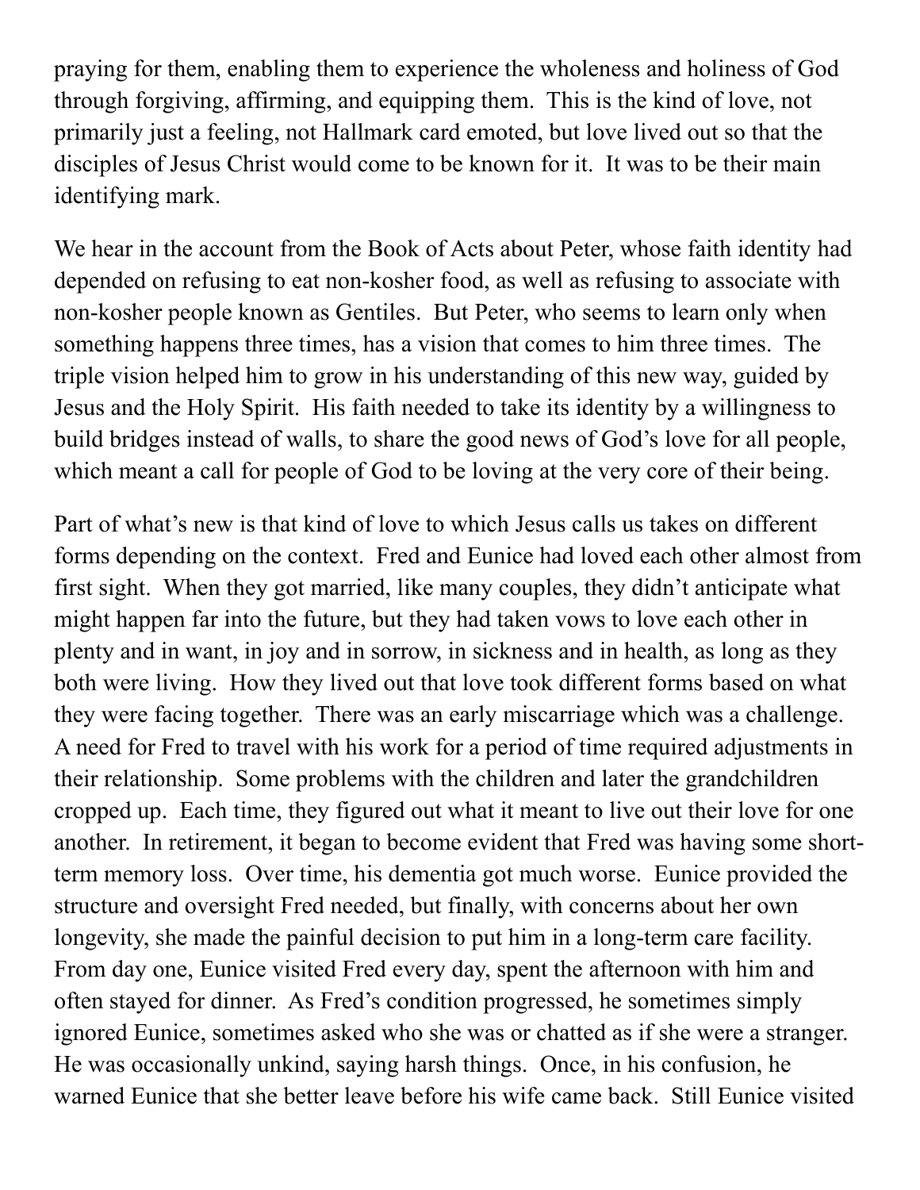praying for them, enabling them to experience the wholeness and holiness of God through forgiving, affirming, and equipping them. This is the kind of love, not primarily just a feeling, not Hallmark card emoted, but love lived out so that the disciples of Jesus Christ would come to be known for it. It was to be their main identifying mark.

We hear in the account from the Book of Acts about Peter, whose faith identity had depended on refusing to eat non-kosher food, as well as refusing to associate with non-kosher people known as Gentiles. But Peter, who seems to learn only when something happens three times, has a vision that comes to him three times. The triple vision helped him to grow in his understanding of this new way, guided by Jesus and the Holy Spirit. His faith needed to take its identity by a willingness to build bridges instead of walls, to share the good news of God's love for all people, which meant a call for people of God to be loving at the very core of their being.

Part of what's new is that kind of love to which Jesus calls us takes on different forms depending on the context. Fred and Eunice had loved each other almost from first sight. When they got married, like many couples, they didn't anticipate what might happen far into the future, but they had taken vows to love each other in plenty and in want, in joy and in sorrow, in sickness and in health, as long as they both were living. How they lived out that love took different forms based on what they were facing together. There was an early miscarriage which was a challenge. A need for Fred to travel with his work for a period of time required adjustments in their relationship. Some problems with the children and later the grandchildren cropped up. Each time, they figured out what it meant to live out their love for one another. In retirement, it began to become evident that Fred was having some short-term memory loss. Over time, his dementia got much worse. Eunice provided the structure and oversight Fred needed, but finally, with concerns about her own longevity, she made the painful decision to put him in a long-term care facility. From day one, Eunice visited Fred every day, spent the afternoon with him and often stayed for dinner. As Fred's condition progressed, he sometimes simply ignored Eunice, sometimes asked who she was or chatted as if she were a stranger. He was occasionally unkind, saying harsh things. Once, in his confusion, he warned Eunice that she better leave before his wife came back. Still Eunice visited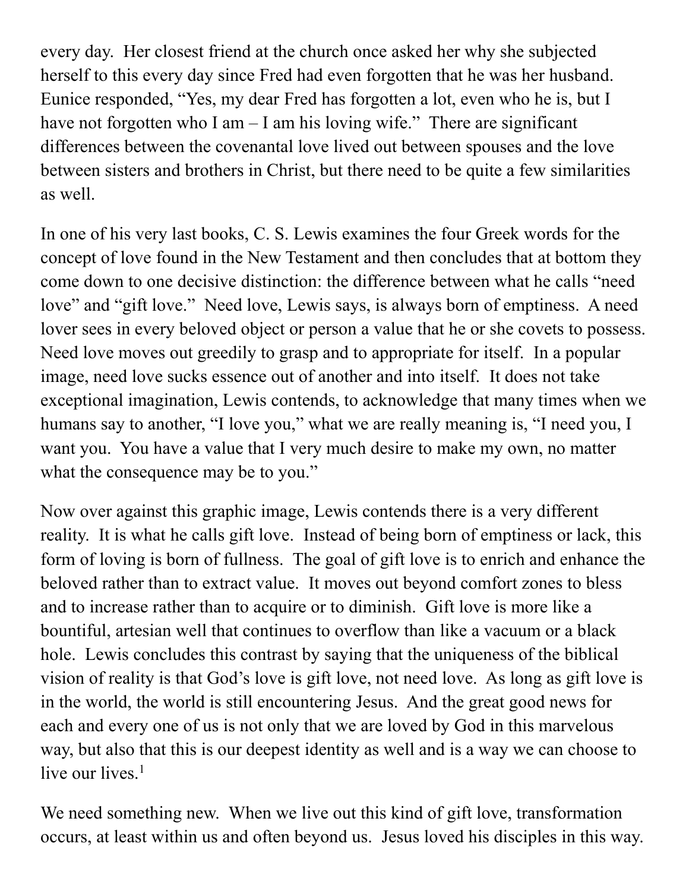every day. Her closest friend at the church once asked her why she subjected herself to this every day since Fred had even forgotten that he was her husband. Eunice responded, "Yes, my dear Fred has forgotten a lot, even who he is, but I have not forgotten who I am – I am his loving wife." There are significant differences between the covenantal love lived out between spouses and the love between sisters and brothers in Christ, but there need to be quite a few similarities as well.

In one of his very last books, C. S. Lewis examines the four Greek words for the concept of love found in the New Testament and then concludes that at bottom they come down to one decisive distinction: the difference between what he calls "need love" and "gift love." Need love, Lewis says, is always born of emptiness. A need lover sees in every beloved object or person a value that he or she covets to possess. Need love moves out greedily to grasp and to appropriate for itself. In a popular image, need love sucks essence out of another and into itself. It does not take exceptional imagination, Lewis contends, to acknowledge that many times when we humans say to another, "I love you," what we are really meaning is, "I need you, I want you. You have a value that I very much desire to make my own, no matter what the consequence may be to you."

Now over against this graphic image, Lewis contends there is a very different reality. It is what he calls gift love. Instead of being born of emptiness or lack, this form of loving is born of fullness. The goal of gift love is to enrich and enhance the beloved rather than to extract value. It moves out beyond comfort zones to bless and to increase rather than to acquire or to diminish. Gift love is more like a bountiful, artesian well that continues to overflow than like a vacuum or a black hole. Lewis concludes this contrast by saying that the uniqueness of the biblical vision of reality is that God's love is gift love, not need love. As long as gift love is in the world, the world is still encountering Jesus. And the great good news for each and every one of us is not only that we are loved by God in this marvelous way, but also that this is our deepest identity as well and is a way we can choose to live our lives.[1]

We need something new. When we live out this kind of gift love, transformation occurs, at least within us and often beyond us. Jesus loved his disciples in this way.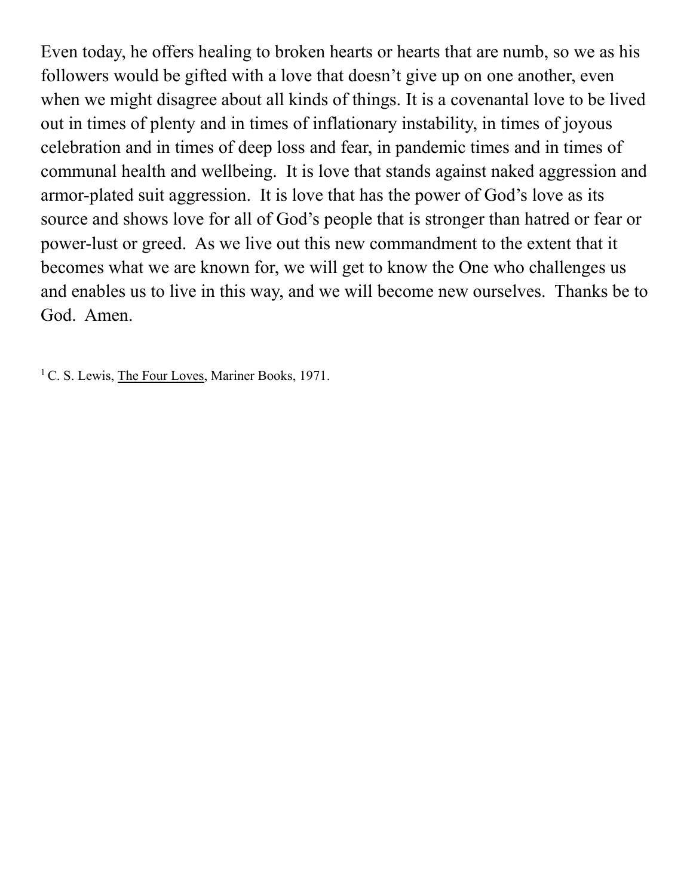Even today, he offers healing to broken hearts or hearts that are numb, so we as his followers would be gifted with a love that doesn't give up on one another, even when we might disagree about all kinds of things. It is a covenantal love to be lived out in times of plenty and in times of inflationary instability, in times of joyous celebration and in times of deep loss and fear, in pandemic times and in times of communal health and wellbeing. It is love that stands against naked aggression and armor-plated suit aggression. It is love that has the power of God's love as its source and shows love for all of God's people that is stronger than hatred or fear or power-lust or greed. As we live out this new commandment to the extent that it becomes what we are known for, we will get to know the One who challenges us and enables us to live in this way, and we will become new ourselves. Thanks be to God. Amen.

[1] C. S. Lewis, The Four Loves, Mariner Books, 1971.